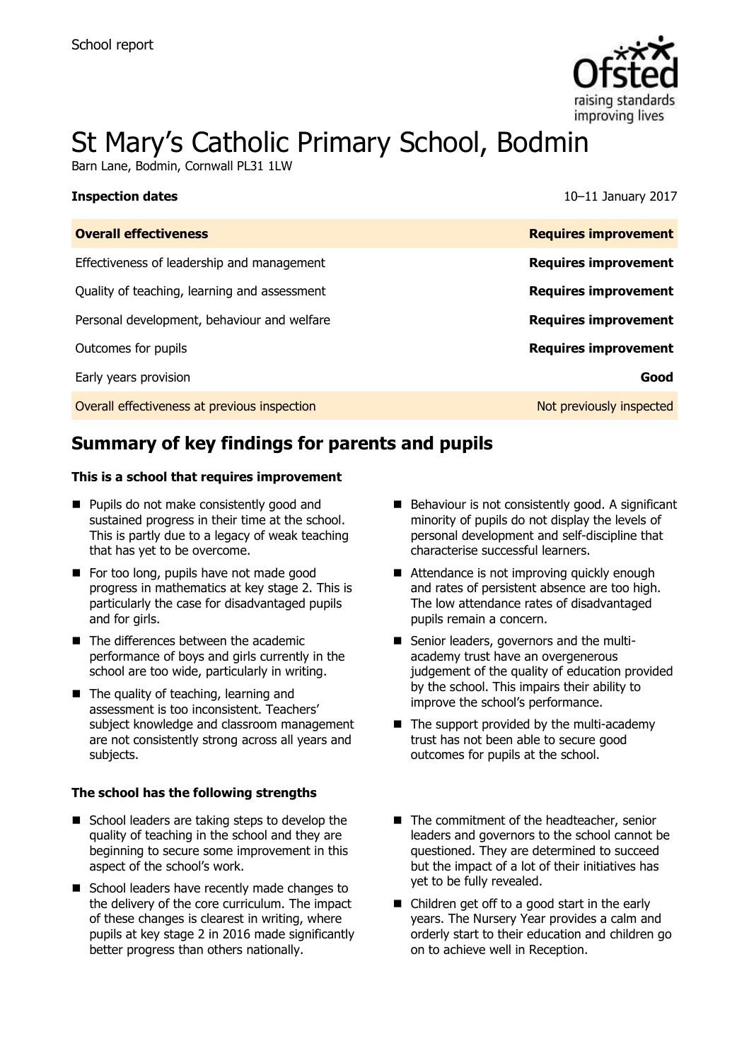School report

# St Mary's Catholic Primary School, Bodmin

Barn Lane, Bodmin, Cornwall PL31 1LW

**Inspection dates** 10–11 January 2017

| **Overall effectiveness** | **Requires improvement** |
| --- | --- |
| Effectiveness of leadership and management | **Requires improvement** |
| Quality of teaching, learning and assessment | **Requires improvement** |
| Personal development, behaviour and welfare | **Requires improvement** |
| Outcomes for pupils | **Requires improvement** |
| Early years provision | **Good** |
| Overall effectiveness at previous inspection | Not previously inspected |

## Summary of key findings for parents and pupils

**This is a school that requires improvement**

- Pupils do not make consistently good and sustained progress in their time at the school. This is partly due to a legacy of weak teaching that has yet to be overcome.
- For too long, pupils have not made good progress in mathematics at key stage 2. This is particularly the case for disadvantaged pupils and for girls.
- The differences between the academic performance of boys and girls currently in the school are too wide, particularly in writing.
- The quality of teaching, learning and assessment is too inconsistent. Teachers' subject knowledge and classroom management are not consistently strong across all years and subjects.
- Behaviour is not consistently good. A significant minority of pupils do not display the levels of personal development and self-discipline that characterise successful learners.
- Attendance is not improving quickly enough and rates of persistent absence are too high. The low attendance rates of disadvantaged pupils remain a concern.
- Senior leaders, governors and the multi-academy trust have an overgenerous judgement of the quality of education provided by the school. This impairs their ability to improve the school's performance.
- The support provided by the multi-academy trust has not been able to secure good outcomes for pupils at the school.

**The school has the following strengths**

- School leaders are taking steps to develop the quality of teaching in the school and they are beginning to secure some improvement in this aspect of the school's work.
- School leaders have recently made changes to the delivery of the core curriculum. The impact of these changes is clearest in writing, where pupils at key stage 2 in 2016 made significantly better progress than others nationally.
- The commitment of the headteacher, senior leaders and governors to the school cannot be questioned. They are determined to succeed but the impact of a lot of their initiatives has yet to be fully revealed.
- Children get off to a good start in the early years. The Nursery Year provides a calm and orderly start to their education and children go on to achieve well in Reception.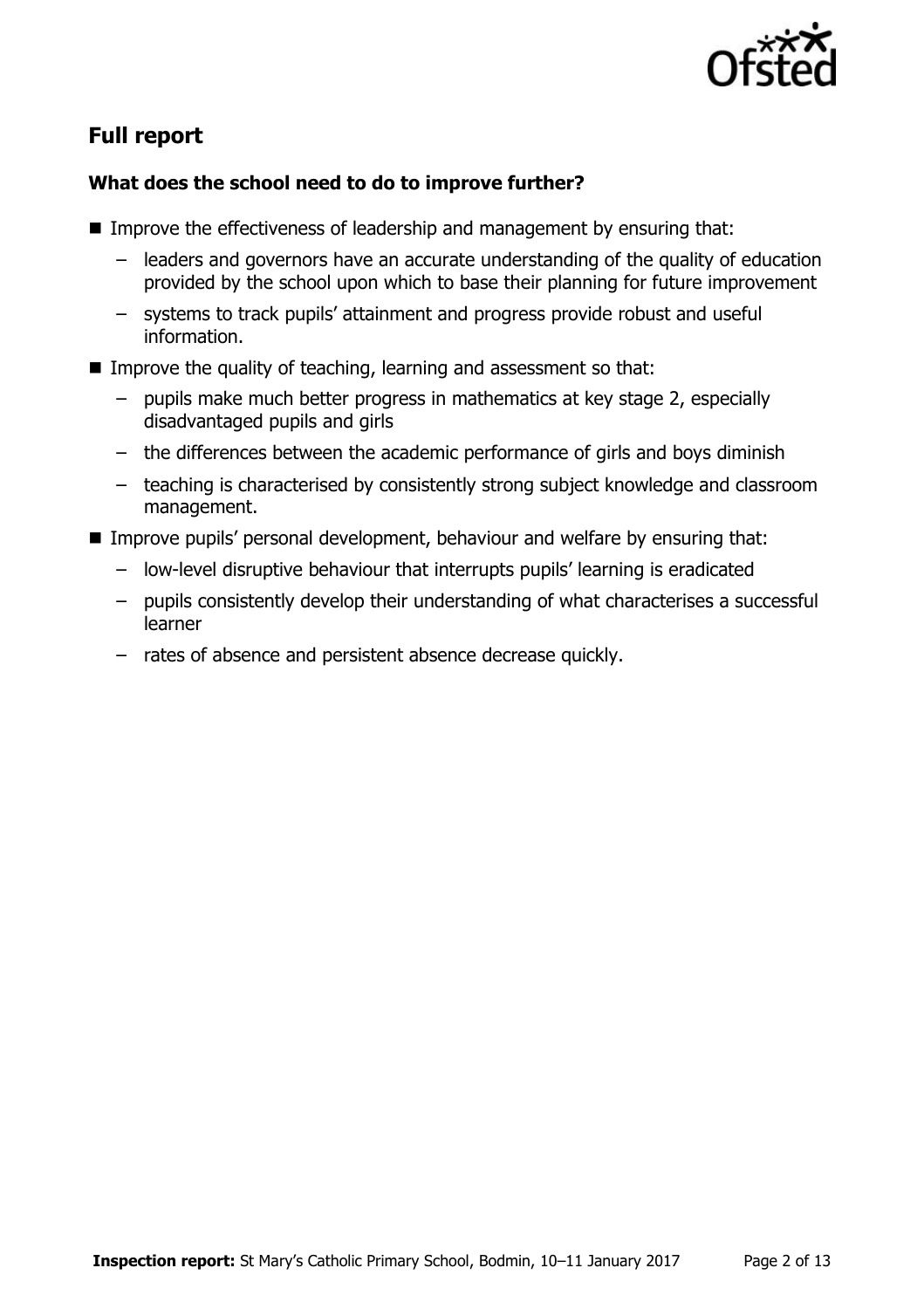## Full report

### What does the school need to do to improve further?

- Improve the effectiveness of leadership and management by ensuring that:
  - leaders and governors have an accurate understanding of the quality of education provided by the school upon which to base their planning for future improvement
  - systems to track pupils' attainment and progress provide robust and useful information.
- Improve the quality of teaching, learning and assessment so that:
  - pupils make much better progress in mathematics at key stage 2, especially disadvantaged pupils and girls
  - the differences between the academic performance of girls and boys diminish
  - teaching is characterised by consistently strong subject knowledge and classroom management.
- Improve pupils' personal development, behaviour and welfare by ensuring that:
  - low-level disruptive behaviour that interrupts pupils' learning is eradicated
  - pupils consistently develop their understanding of what characterises a successful learner
  - rates of absence and persistent absence decrease quickly.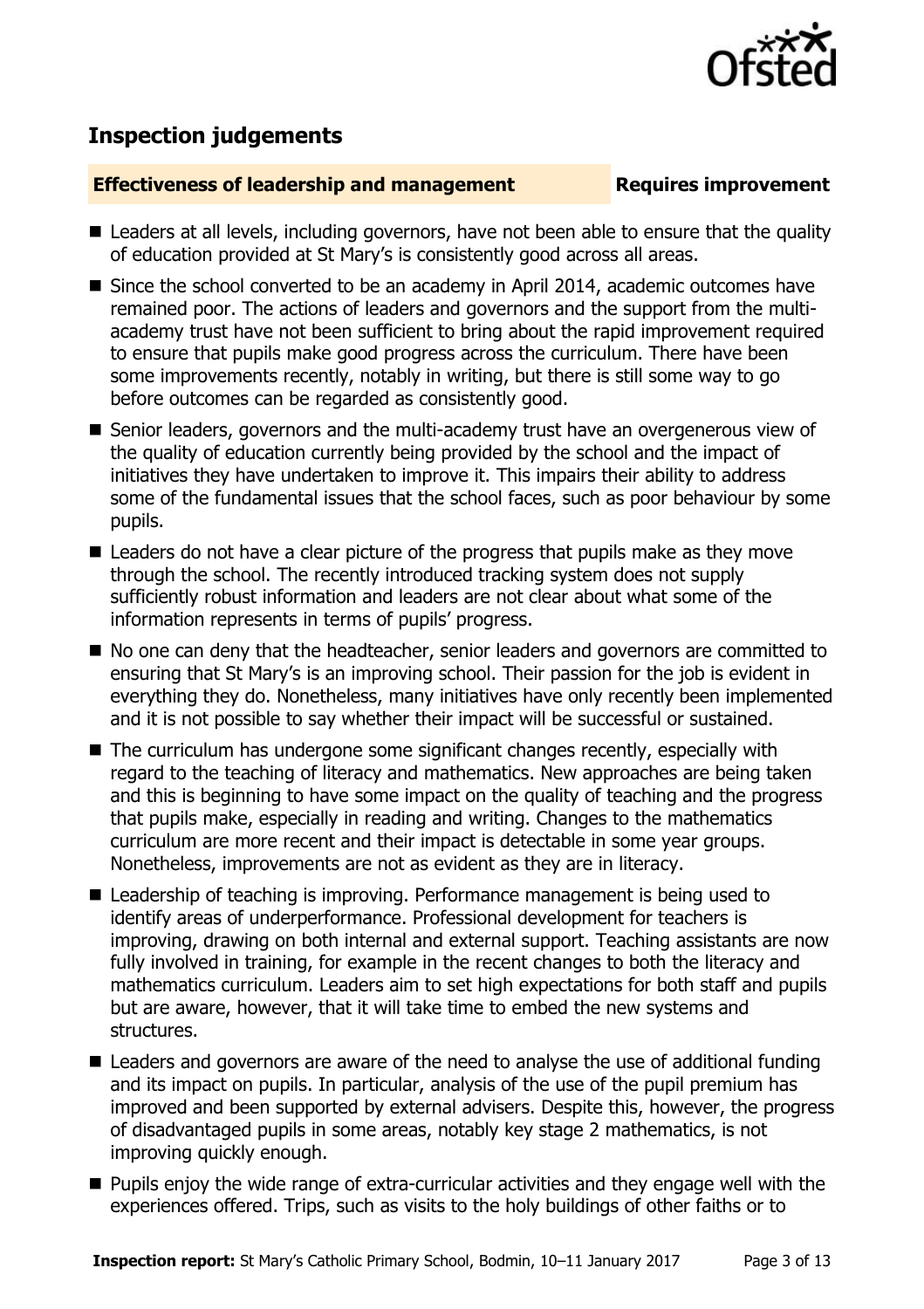## Inspection judgements

**Effectiveness of leadership and management** **Requires improvement**

- Leaders at all levels, including governors, have not been able to ensure that the quality of education provided at St Mary's is consistently good across all areas.
- Since the school converted to be an academy in April 2014, academic outcomes have remained poor. The actions of leaders and governors and the support from the multi-academy trust have not been sufficient to bring about the rapid improvement required to ensure that pupils make good progress across the curriculum. There have been some improvements recently, notably in writing, but there is still some way to go before outcomes can be regarded as consistently good.
- Senior leaders, governors and the multi-academy trust have an overgenerous view of the quality of education currently being provided by the school and the impact of initiatives they have undertaken to improve it. This impairs their ability to address some of the fundamental issues that the school faces, such as poor behaviour by some pupils.
- Leaders do not have a clear picture of the progress that pupils make as they move through the school. The recently introduced tracking system does not supply sufficiently robust information and leaders are not clear about what some of the information represents in terms of pupils' progress.
- No one can deny that the headteacher, senior leaders and governors are committed to ensuring that St Mary's is an improving school. Their passion for the job is evident in everything they do. Nonetheless, many initiatives have only recently been implemented and it is not possible to say whether their impact will be successful or sustained.
- The curriculum has undergone some significant changes recently, especially with regard to the teaching of literacy and mathematics. New approaches are being taken and this is beginning to have some impact on the quality of teaching and the progress that pupils make, especially in reading and writing. Changes to the mathematics curriculum are more recent and their impact is detectable in some year groups. Nonetheless, improvements are not as evident as they are in literacy.
- Leadership of teaching is improving. Performance management is being used to identify areas of underperformance. Professional development for teachers is improving, drawing on both internal and external support. Teaching assistants are now fully involved in training, for example in the recent changes to both the literacy and mathematics curriculum. Leaders aim to set high expectations for both staff and pupils but are aware, however, that it will take time to embed the new systems and structures.
- Leaders and governors are aware of the need to analyse the use of additional funding and its impact on pupils. In particular, analysis of the use of the pupil premium has improved and been supported by external advisers. Despite this, however, the progress of disadvantaged pupils in some areas, notably key stage 2 mathematics, is not improving quickly enough.
- Pupils enjoy the wide range of extra-curricular activities and they engage well with the experiences offered. Trips, such as visits to the holy buildings of other faiths or to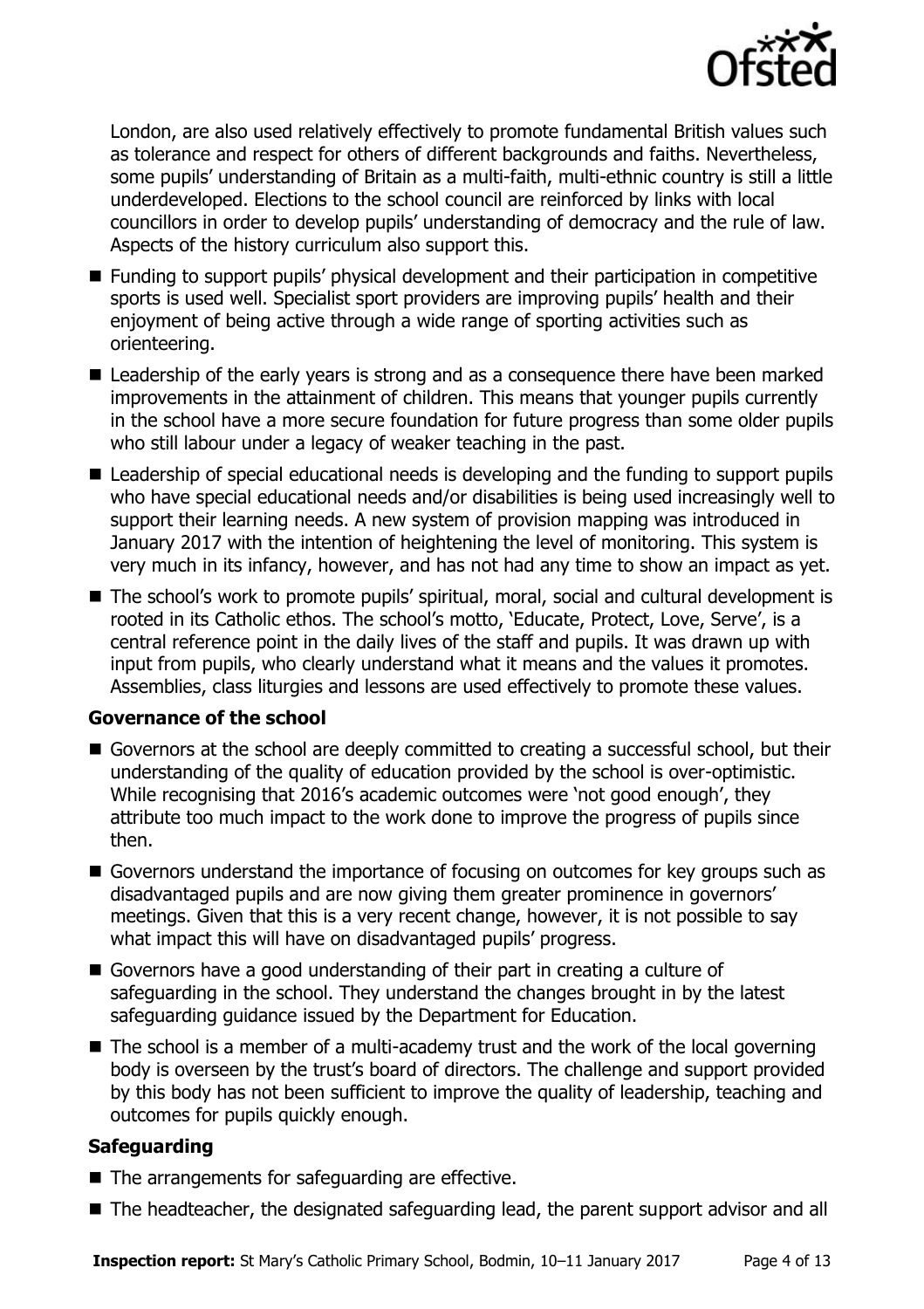London, are also used relatively effectively to promote fundamental British values such as tolerance and respect for others of different backgrounds and faiths. Nevertheless, some pupils' understanding of Britain as a multi-faith, multi-ethnic country is still a little underdeveloped. Elections to the school council are reinforced by links with local councillors in order to develop pupils' understanding of democracy and the rule of law. Aspects of the history curriculum also support this.

- Funding to support pupils' physical development and their participation in competitive sports is used well. Specialist sport providers are improving pupils' health and their enjoyment of being active through a wide range of sporting activities such as orienteering.
- Leadership of the early years is strong and as a consequence there have been marked improvements in the attainment of children. This means that younger pupils currently in the school have a more secure foundation for future progress than some older pupils who still labour under a legacy of weaker teaching in the past.
- Leadership of special educational needs is developing and the funding to support pupils who have special educational needs and/or disabilities is being used increasingly well to support their learning needs. A new system of provision mapping was introduced in January 2017 with the intention of heightening the level of monitoring. This system is very much in its infancy, however, and has not had any time to show an impact as yet.
- The school's work to promote pupils' spiritual, moral, social and cultural development is rooted in its Catholic ethos. The school's motto, 'Educate, Protect, Love, Serve', is a central reference point in the daily lives of the staff and pupils. It was drawn up with input from pupils, who clearly understand what it means and the values it promotes. Assemblies, class liturgies and lessons are used effectively to promote these values.

### Governance of the school

- Governors at the school are deeply committed to creating a successful school, but their understanding of the quality of education provided by the school is over-optimistic. While recognising that 2016's academic outcomes were 'not good enough', they attribute too much impact to the work done to improve the progress of pupils since then.
- Governors understand the importance of focusing on outcomes for key groups such as disadvantaged pupils and are now giving them greater prominence in governors' meetings. Given that this is a very recent change, however, it is not possible to say what impact this will have on disadvantaged pupils' progress.
- Governors have a good understanding of their part in creating a culture of safeguarding in the school. They understand the changes brought in by the latest safeguarding guidance issued by the Department for Education.
- The school is a member of a multi-academy trust and the work of the local governing body is overseen by the trust's board of directors. The challenge and support provided by this body has not been sufficient to improve the quality of leadership, teaching and outcomes for pupils quickly enough.

### Safeguarding

- The arrangements for safeguarding are effective.
- The headteacher, the designated safeguarding lead, the parent support advisor and all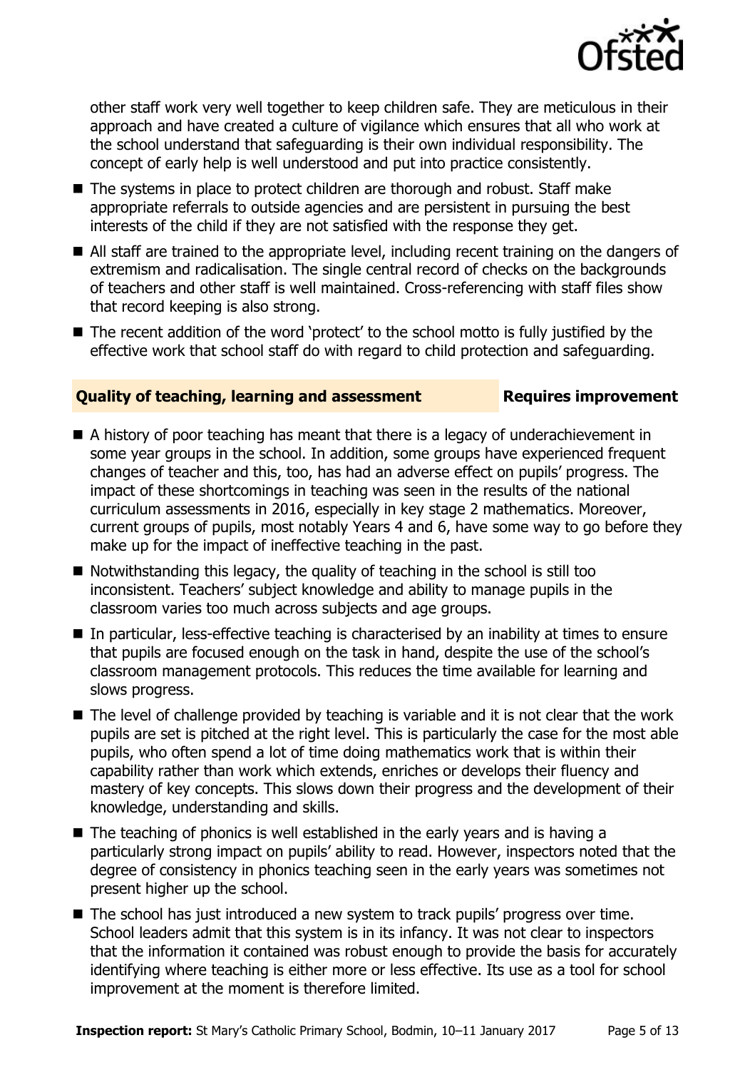other staff work very well together to keep children safe. They are meticulous in their approach and have created a culture of vigilance which ensures that all who work at the school understand that safeguarding is their own individual responsibility. The concept of early help is well understood and put into practice consistently.

- The systems in place to protect children are thorough and robust. Staff make appropriate referrals to outside agencies and are persistent in pursuing the best interests of the child if they are not satisfied with the response they get.
- All staff are trained to the appropriate level, including recent training on the dangers of extremism and radicalisation. The single central record of checks on the backgrounds of teachers and other staff is well maintained. Cross-referencing with staff files show that record keeping is also strong.
- The recent addition of the word 'protect' to the school motto is fully justified by the effective work that school staff do with regard to child protection and safeguarding.

### Quality of teaching, learning and assessment — Requires improvement

- A history of poor teaching has meant that there is a legacy of underachievement in some year groups in the school. In addition, some groups have experienced frequent changes of teacher and this, too, has had an adverse effect on pupils' progress. The impact of these shortcomings in teaching was seen in the results of the national curriculum assessments in 2016, especially in key stage 2 mathematics. Moreover, current groups of pupils, most notably Years 4 and 6, have some way to go before they make up for the impact of ineffective teaching in the past.
- Notwithstanding this legacy, the quality of teaching in the school is still too inconsistent. Teachers' subject knowledge and ability to manage pupils in the classroom varies too much across subjects and age groups.
- In particular, less-effective teaching is characterised by an inability at times to ensure that pupils are focused enough on the task in hand, despite the use of the school's classroom management protocols. This reduces the time available for learning and slows progress.
- The level of challenge provided by teaching is variable and it is not clear that the work pupils are set is pitched at the right level. This is particularly the case for the most able pupils, who often spend a lot of time doing mathematics work that is within their capability rather than work which extends, enriches or develops their fluency and mastery of key concepts. This slows down their progress and the development of their knowledge, understanding and skills.
- The teaching of phonics is well established in the early years and is having a particularly strong impact on pupils' ability to read. However, inspectors noted that the degree of consistency in phonics teaching seen in the early years was sometimes not present higher up the school.
- The school has just introduced a new system to track pupils' progress over time. School leaders admit that this system is in its infancy. It was not clear to inspectors that the information it contained was robust enough to provide the basis for accurately identifying where teaching is either more or less effective. Its use as a tool for school improvement at the moment is therefore limited.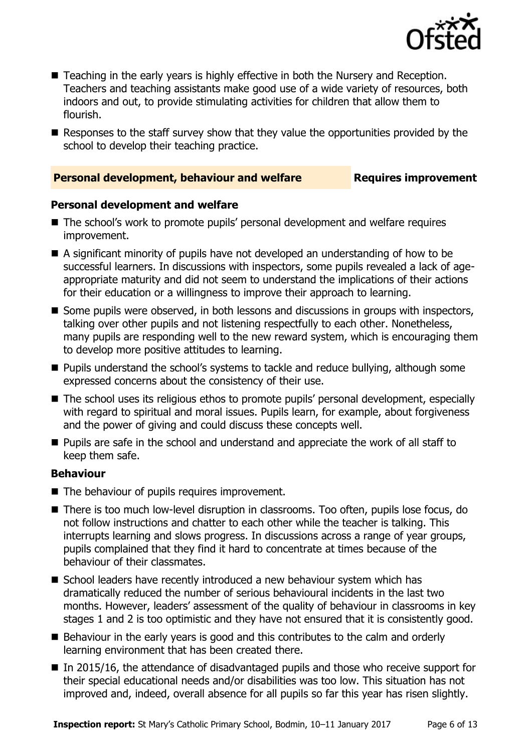- Teaching in the early years is highly effective in both the Nursery and Reception. Teachers and teaching assistants make good use of a wide variety of resources, both indoors and out, to provide stimulating activities for children that allow them to flourish.
- Responses to the staff survey show that they value the opportunities provided by the school to develop their teaching practice.

## Personal development, behaviour and welfare — Requires improvement

### Personal development and welfare

- The school's work to promote pupils' personal development and welfare requires improvement.
- A significant minority of pupils have not developed an understanding of how to be successful learners. In discussions with inspectors, some pupils revealed a lack of age-appropriate maturity and did not seem to understand the implications of their actions for their education or a willingness to improve their approach to learning.
- Some pupils were observed, in both lessons and discussions in groups with inspectors, talking over other pupils and not listening respectfully to each other. Nonetheless, many pupils are responding well to the new reward system, which is encouraging them to develop more positive attitudes to learning.
- Pupils understand the school's systems to tackle and reduce bullying, although some expressed concerns about the consistency of their use.
- The school uses its religious ethos to promote pupils' personal development, especially with regard to spiritual and moral issues. Pupils learn, for example, about forgiveness and the power of giving and could discuss these concepts well.
- Pupils are safe in the school and understand and appreciate the work of all staff to keep them safe.

### Behaviour

- The behaviour of pupils requires improvement.
- There is too much low-level disruption in classrooms. Too often, pupils lose focus, do not follow instructions and chatter to each other while the teacher is talking. This interrupts learning and slows progress. In discussions across a range of year groups, pupils complained that they find it hard to concentrate at times because of the behaviour of their classmates.
- School leaders have recently introduced a new behaviour system which has dramatically reduced the number of serious behavioural incidents in the last two months. However, leaders' assessment of the quality of behaviour in classrooms in key stages 1 and 2 is too optimistic and they have not ensured that it is consistently good.
- Behaviour in the early years is good and this contributes to the calm and orderly learning environment that has been created there.
- In 2015/16, the attendance of disadvantaged pupils and those who receive support for their special educational needs and/or disabilities was too low. This situation has not improved and, indeed, overall absence for all pupils so far this year has risen slightly.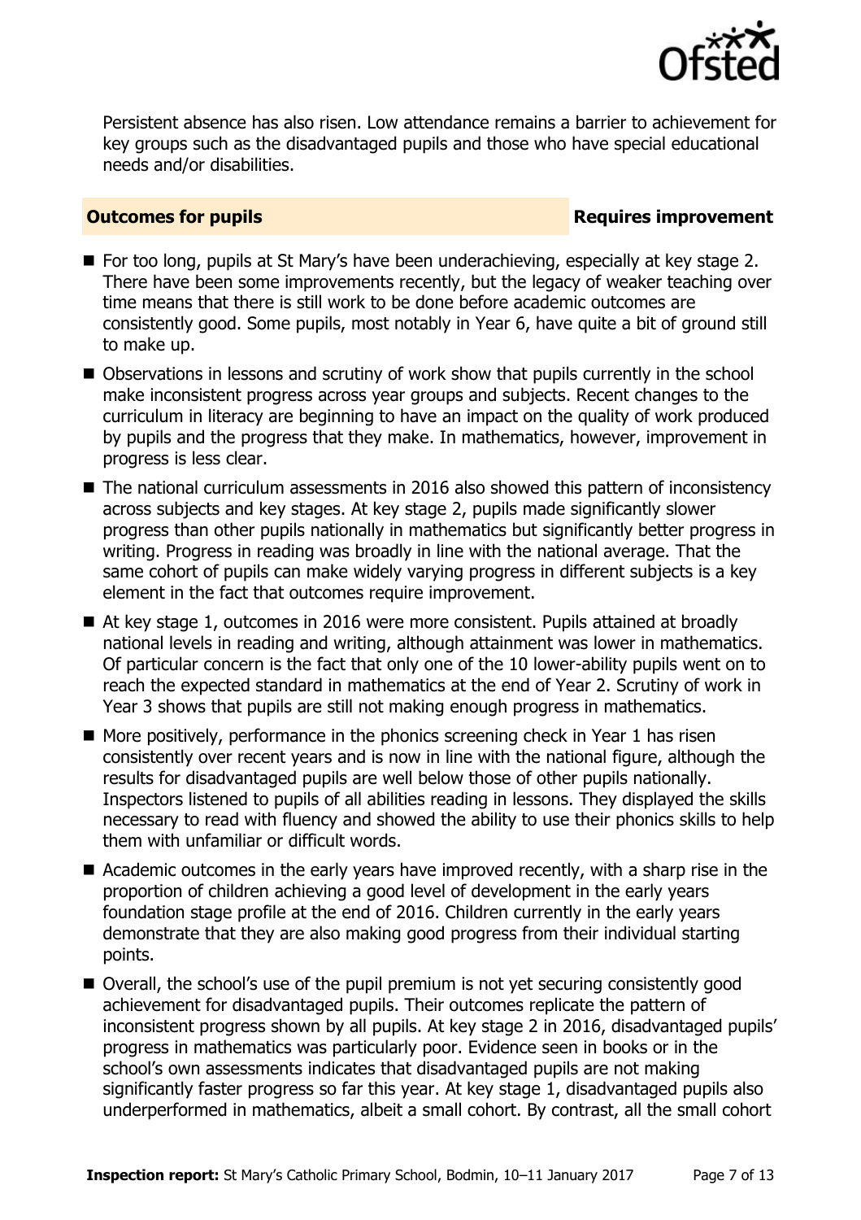Persistent absence has also risen. Low attendance remains a barrier to achievement for key groups such as the disadvantaged pupils and those who have special educational needs and/or disabilities.

## Outcomes for pupils — Requires improvement

- For too long, pupils at St Mary's have been underachieving, especially at key stage 2. There have been some improvements recently, but the legacy of weaker teaching over time means that there is still work to be done before academic outcomes are consistently good. Some pupils, most notably in Year 6, have quite a bit of ground still to make up.
- Observations in lessons and scrutiny of work show that pupils currently in the school make inconsistent progress across year groups and subjects. Recent changes to the curriculum in literacy are beginning to have an impact on the quality of work produced by pupils and the progress that they make. In mathematics, however, improvement in progress is less clear.
- The national curriculum assessments in 2016 also showed this pattern of inconsistency across subjects and key stages. At key stage 2, pupils made significantly slower progress than other pupils nationally in mathematics but significantly better progress in writing. Progress in reading was broadly in line with the national average. That the same cohort of pupils can make widely varying progress in different subjects is a key element in the fact that outcomes require improvement.
- At key stage 1, outcomes in 2016 were more consistent. Pupils attained at broadly national levels in reading and writing, although attainment was lower in mathematics. Of particular concern is the fact that only one of the 10 lower-ability pupils went on to reach the expected standard in mathematics at the end of Year 2. Scrutiny of work in Year 3 shows that pupils are still not making enough progress in mathematics.
- More positively, performance in the phonics screening check in Year 1 has risen consistently over recent years and is now in line with the national figure, although the results for disadvantaged pupils are well below those of other pupils nationally. Inspectors listened to pupils of all abilities reading in lessons. They displayed the skills necessary to read with fluency and showed the ability to use their phonics skills to help them with unfamiliar or difficult words.
- Academic outcomes in the early years have improved recently, with a sharp rise in the proportion of children achieving a good level of development in the early years foundation stage profile at the end of 2016. Children currently in the early years demonstrate that they are also making good progress from their individual starting points.
- Overall, the school's use of the pupil premium is not yet securing consistently good achievement for disadvantaged pupils. Their outcomes replicate the pattern of inconsistent progress shown by all pupils. At key stage 2 in 2016, disadvantaged pupils' progress in mathematics was particularly poor. Evidence seen in books or in the school's own assessments indicates that disadvantaged pupils are not making significantly faster progress so far this year. At key stage 1, disadvantaged pupils also underperformed in mathematics, albeit a small cohort. By contrast, all the small cohort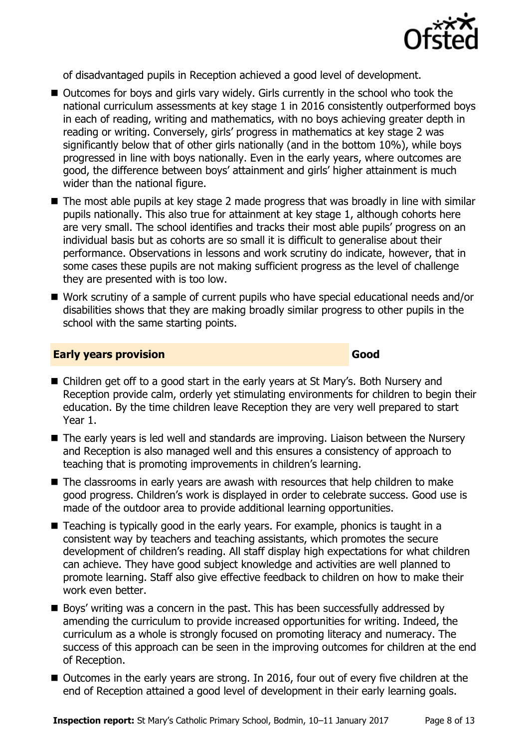of disadvantaged pupils in Reception achieved a good level of development.

- Outcomes for boys and girls vary widely. Girls currently in the school who took the national curriculum assessments at key stage 1 in 2016 consistently outperformed boys in each of reading, writing and mathematics, with no boys achieving greater depth in reading or writing. Conversely, girls' progress in mathematics at key stage 2 was significantly below that of other girls nationally (and in the bottom 10%), while boys progressed in line with boys nationally. Even in the early years, where outcomes are good, the difference between boys' attainment and girls' higher attainment is much wider than the national figure.
- The most able pupils at key stage 2 made progress that was broadly in line with similar pupils nationally. This also true for attainment at key stage 1, although cohorts here are very small. The school identifies and tracks their most able pupils' progress on an individual basis but as cohorts are so small it is difficult to generalise about their performance. Observations in lessons and work scrutiny do indicate, however, that in some cases these pupils are not making sufficient progress as the level of challenge they are presented with is too low.
- Work scrutiny of a sample of current pupils who have special educational needs and/or disabilities shows that they are making broadly similar progress to other pupils in the school with the same starting points.

## Early years provision — Good

- Children get off to a good start in the early years at St Mary's. Both Nursery and Reception provide calm, orderly yet stimulating environments for children to begin their education. By the time children leave Reception they are very well prepared to start Year 1.
- The early years is led well and standards are improving. Liaison between the Nursery and Reception is also managed well and this ensures a consistency of approach to teaching that is promoting improvements in children's learning.
- The classrooms in early years are awash with resources that help children to make good progress. Children's work is displayed in order to celebrate success. Good use is made of the outdoor area to provide additional learning opportunities.
- Teaching is typically good in the early years. For example, phonics is taught in a consistent way by teachers and teaching assistants, which promotes the secure development of children's reading. All staff display high expectations for what children can achieve. They have good subject knowledge and activities are well planned to promote learning. Staff also give effective feedback to children on how to make their work even better.
- Boys' writing was a concern in the past. This has been successfully addressed by amending the curriculum to provide increased opportunities for writing. Indeed, the curriculum as a whole is strongly focused on promoting literacy and numeracy. The success of this approach can be seen in the improving outcomes for children at the end of Reception.
- Outcomes in the early years are strong. In 2016, four out of every five children at the end of Reception attained a good level of development in their early learning goals.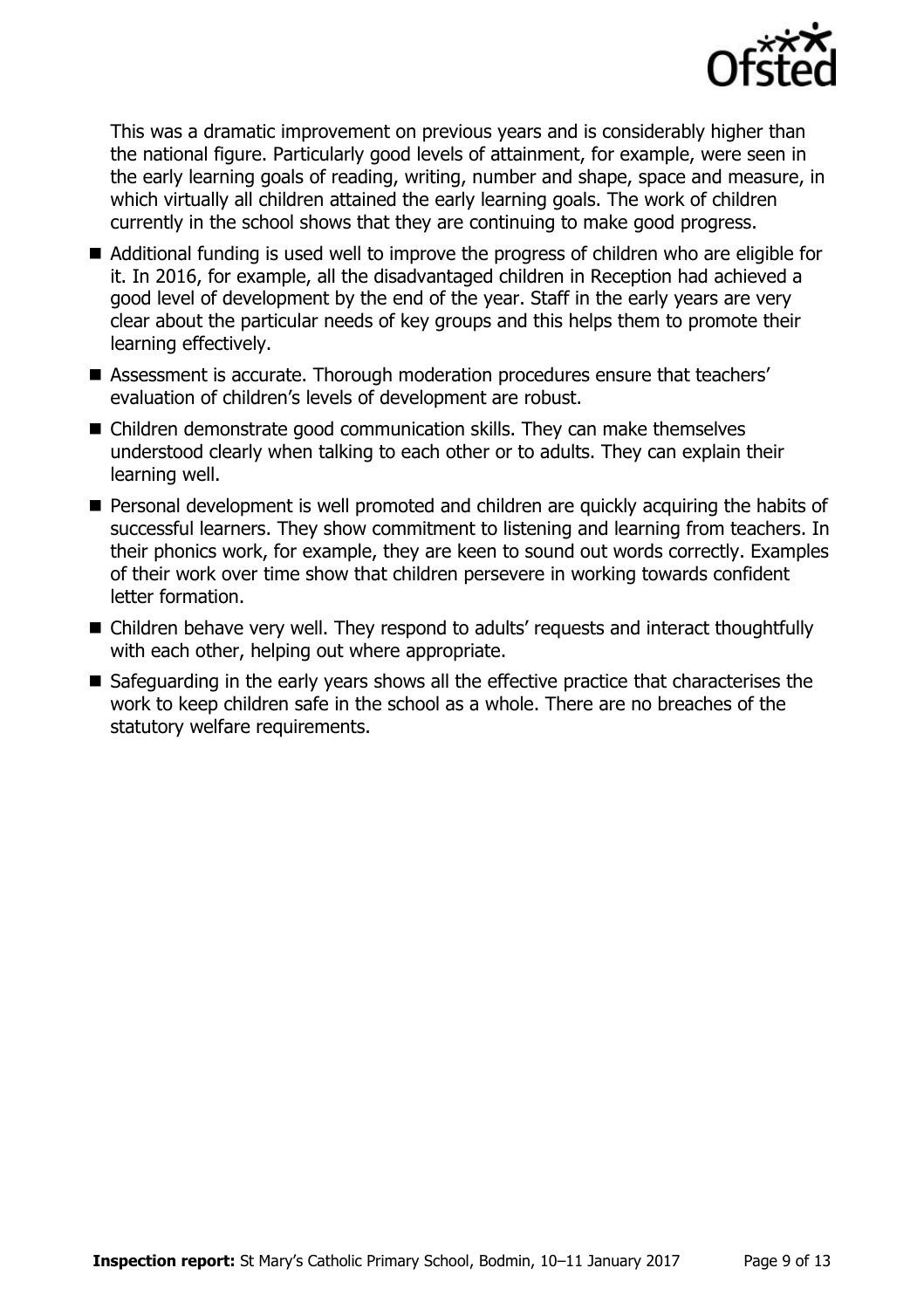This was a dramatic improvement on previous years and is considerably higher than the national figure. Particularly good levels of attainment, for example, were seen in the early learning goals of reading, writing, number and shape, space and measure, in which virtually all children attained the early learning goals. The work of children currently in the school shows that they are continuing to make good progress.

- Additional funding is used well to improve the progress of children who are eligible for it. In 2016, for example, all the disadvantaged children in Reception had achieved a good level of development by the end of the year. Staff in the early years are very clear about the particular needs of key groups and this helps them to promote their learning effectively.
- Assessment is accurate. Thorough moderation procedures ensure that teachers' evaluation of children's levels of development are robust.
- Children demonstrate good communication skills. They can make themselves understood clearly when talking to each other or to adults. They can explain their learning well.
- Personal development is well promoted and children are quickly acquiring the habits of successful learners. They show commitment to listening and learning from teachers. In their phonics work, for example, they are keen to sound out words correctly. Examples of their work over time show that children persevere in working towards confident letter formation.
- Children behave very well. They respond to adults' requests and interact thoughtfully with each other, helping out where appropriate.
- Safeguarding in the early years shows all the effective practice that characterises the work to keep children safe in the school as a whole. There are no breaches of the statutory welfare requirements.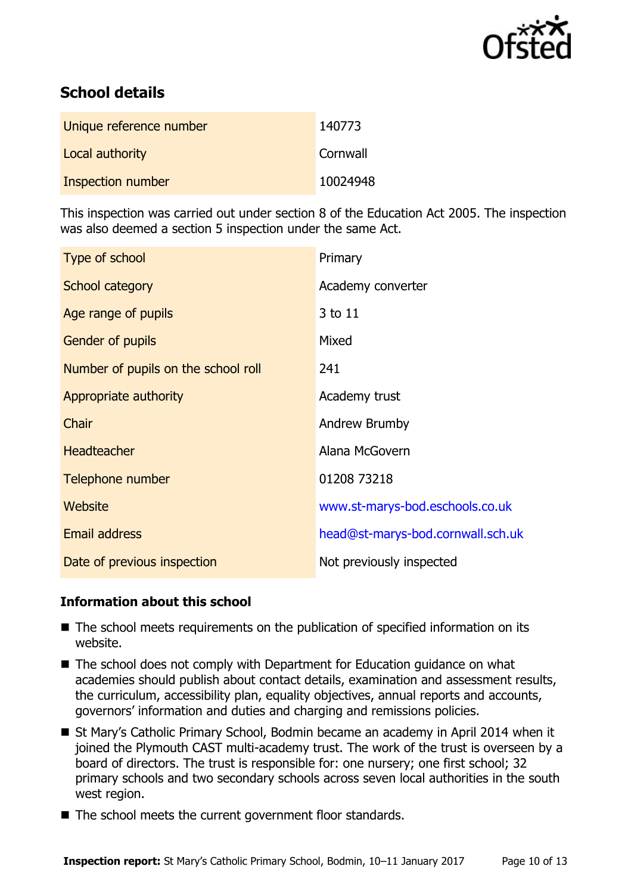## School details

| | |
|---|---|
| Unique reference number | 140773 |
| Local authority | Cornwall |
| Inspection number | 10024948 |

This inspection was carried out under section 8 of the Education Act 2005. The inspection was also deemed a section 5 inspection under the same Act.

| | |
|---|---|
| Type of school | Primary |
| School category | Academy converter |
| Age range of pupils | 3 to 11 |
| Gender of pupils | Mixed |
| Number of pupils on the school roll | 241 |
| Appropriate authority | Academy trust |
| Chair | Andrew Brumby |
| Headteacher | Alana McGovern |
| Telephone number | 01208 73218 |
| Website | www.st-marys-bod.eschools.co.uk |
| Email address | head@st-marys-bod.cornwall.sch.uk |
| Date of previous inspection | Not previously inspected |

### Information about this school

- The school meets requirements on the publication of specified information on its website.
- The school does not comply with Department for Education guidance on what academies should publish about contact details, examination and assessment results, the curriculum, accessibility plan, equality objectives, annual reports and accounts, governors' information and duties and charging and remissions policies.
- St Mary's Catholic Primary School, Bodmin became an academy in April 2014 when it joined the Plymouth CAST multi-academy trust. The work of the trust is overseen by a board of directors. The trust is responsible for: one nursery; one first school; 32 primary schools and two secondary schools across seven local authorities in the south west region.
- The school meets the current government floor standards.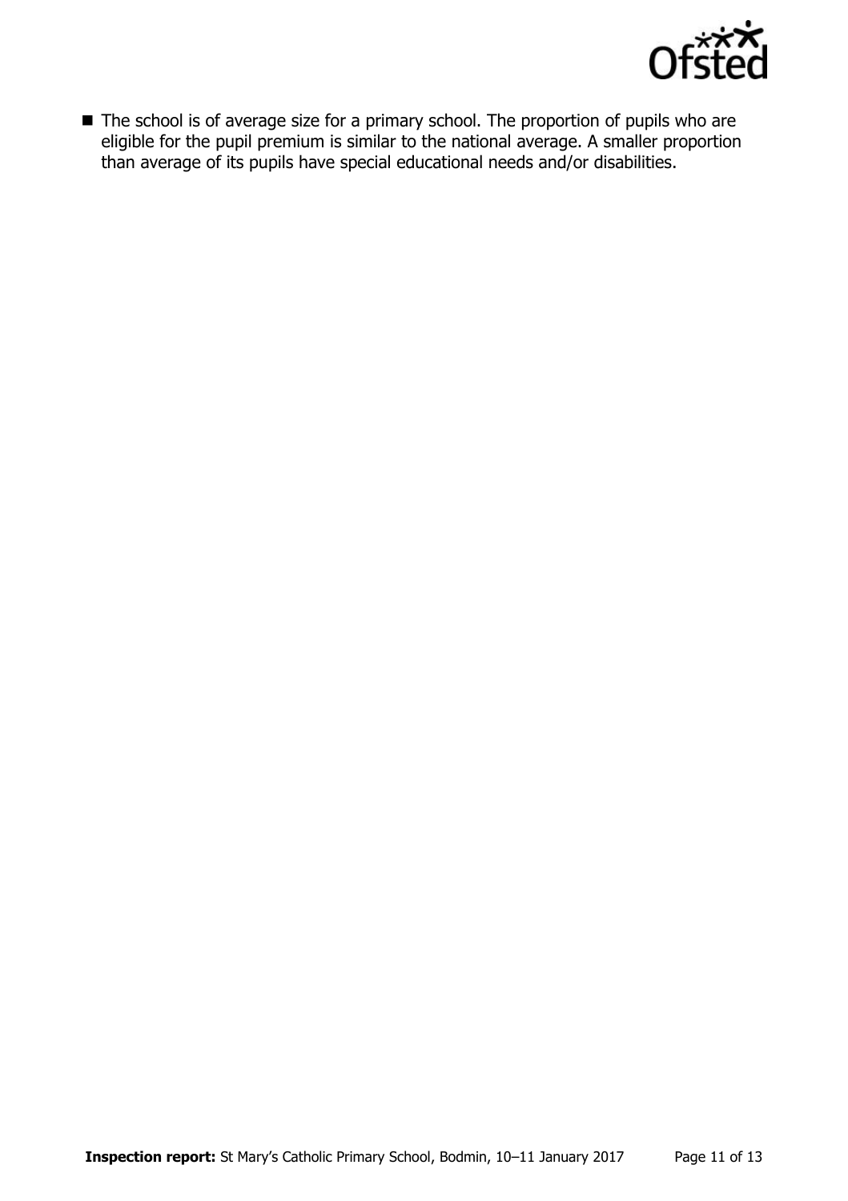- The school is of average size for a primary school. The proportion of pupils who are eligible for the pupil premium is similar to the national average. A smaller proportion than average of its pupils have special educational needs and/or disabilities.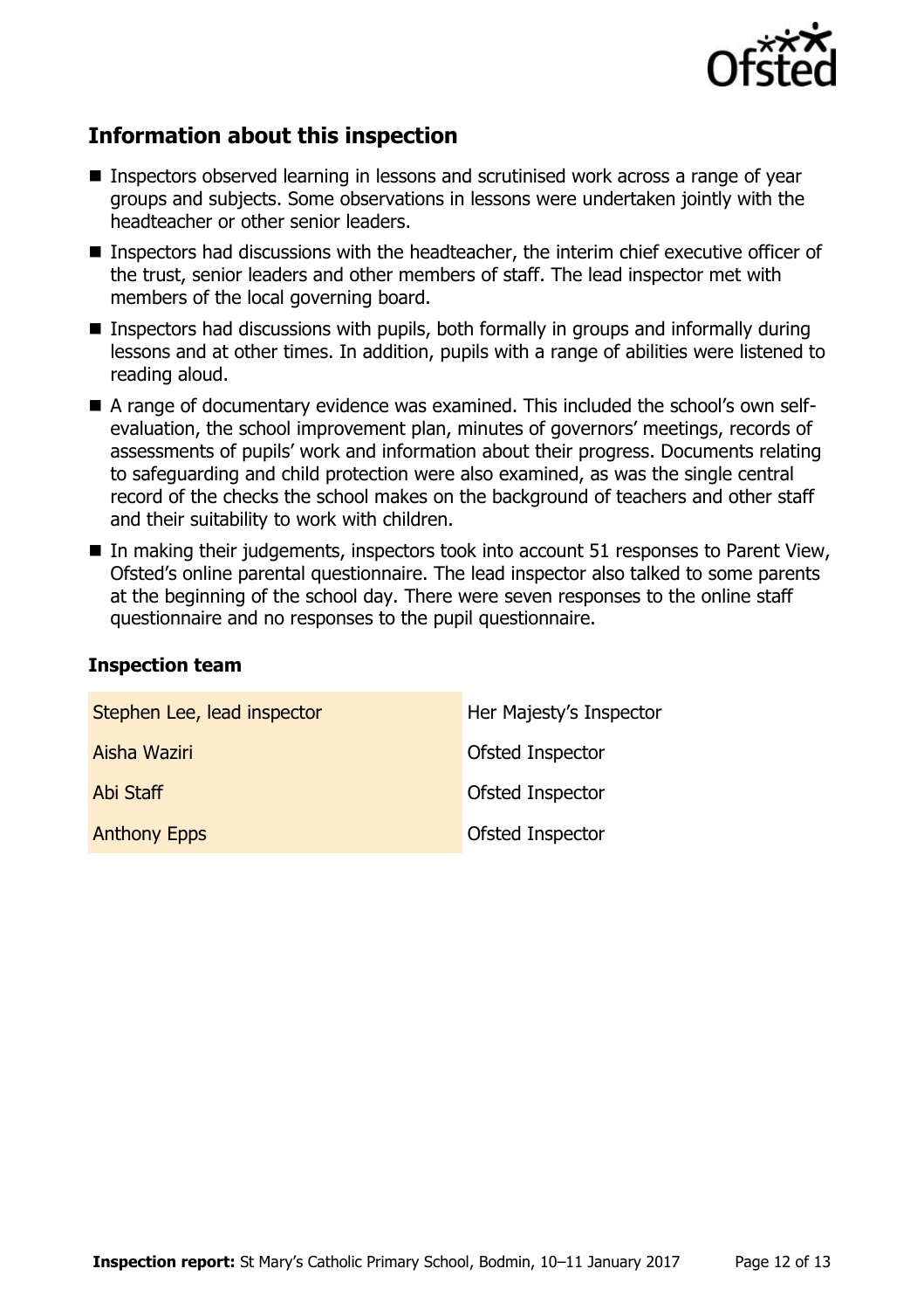## Information about this inspection

- Inspectors observed learning in lessons and scrutinised work across a range of year groups and subjects. Some observations in lessons were undertaken jointly with the headteacher or other senior leaders.
- Inspectors had discussions with the headteacher, the interim chief executive officer of the trust, senior leaders and other members of staff. The lead inspector met with members of the local governing board.
- Inspectors had discussions with pupils, both formally in groups and informally during lessons and at other times. In addition, pupils with a range of abilities were listened to reading aloud.
- A range of documentary evidence was examined. This included the school's own self-evaluation, the school improvement plan, minutes of governors' meetings, records of assessments of pupils' work and information about their progress. Documents relating to safeguarding and child protection were also examined, as was the single central record of the checks the school makes on the background of teachers and other staff and their suitability to work with children.
- In making their judgements, inspectors took into account 51 responses to Parent View, Ofsted's online parental questionnaire. The lead inspector also talked to some parents at the beginning of the school day. There were seven responses to the online staff questionnaire and no responses to the pupil questionnaire.

### Inspection team

| | |
|---|---|
| Stephen Lee, lead inspector | Her Majesty's Inspector |
| Aisha Waziri | Ofsted Inspector |
| Abi Staff | Ofsted Inspector |
| Anthony Epps | Ofsted Inspector |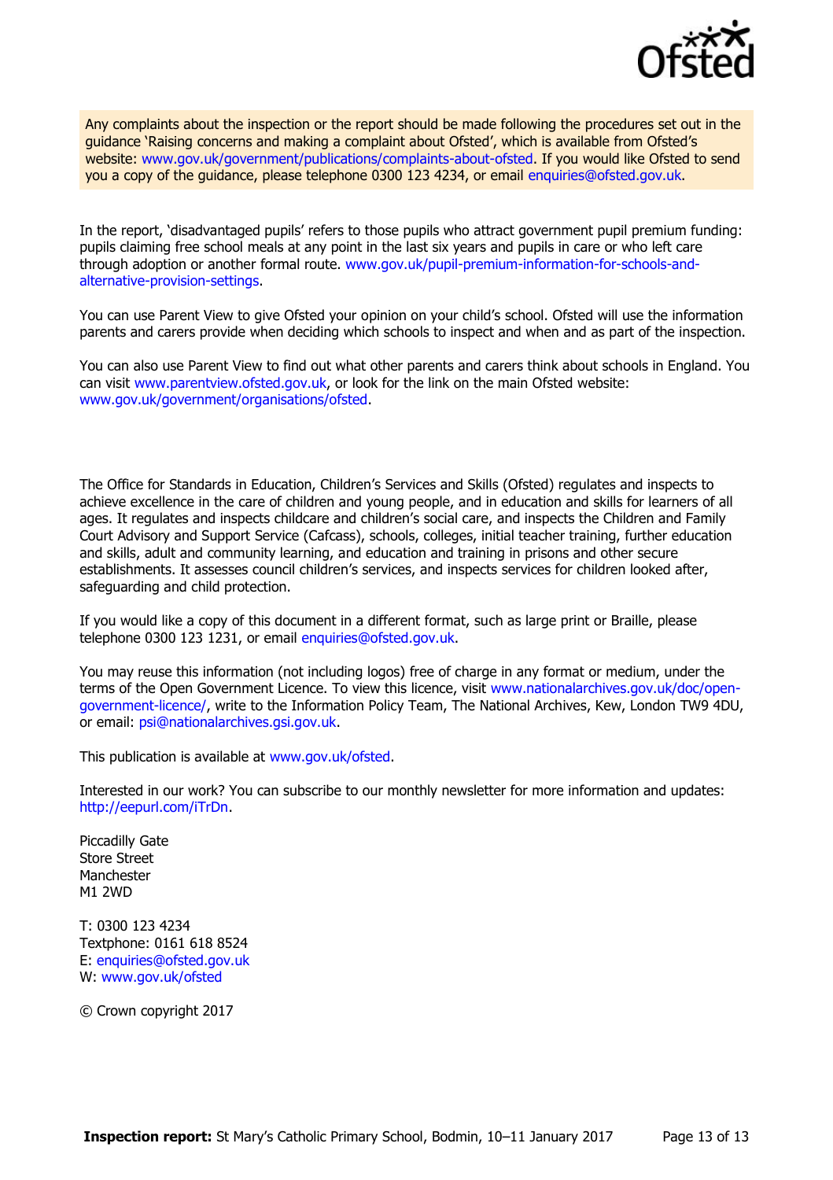Any complaints about the inspection or the report should be made following the procedures set out in the guidance 'Raising concerns and making a complaint about Ofsted', which is available from Ofsted's website: www.gov.uk/government/publications/complaints-about-ofsted. If you would like Ofsted to send you a copy of the guidance, please telephone 0300 123 4234, or email enquiries@ofsted.gov.uk.

In the report, 'disadvantaged pupils' refers to those pupils who attract government pupil premium funding: pupils claiming free school meals at any point in the last six years and pupils in care or who left care through adoption or another formal route. www.gov.uk/pupil-premium-information-for-schools-and-alternative-provision-settings.

You can use Parent View to give Ofsted your opinion on your child's school. Ofsted will use the information parents and carers provide when deciding which schools to inspect and when and as part of the inspection.

You can also use Parent View to find out what other parents and carers think about schools in England. You can visit www.parentview.ofsted.gov.uk, or look for the link on the main Ofsted website: www.gov.uk/government/organisations/ofsted.

The Office for Standards in Education, Children's Services and Skills (Ofsted) regulates and inspects to achieve excellence in the care of children and young people, and in education and skills for learners of all ages. It regulates and inspects childcare and children's social care, and inspects the Children and Family Court Advisory and Support Service (Cafcass), schools, colleges, initial teacher training, further education and skills, adult and community learning, and education and training in prisons and other secure establishments. It assesses council children's services, and inspects services for children looked after, safeguarding and child protection.

If you would like a copy of this document in a different format, such as large print or Braille, please telephone 0300 123 1231, or email enquiries@ofsted.gov.uk.

You may reuse this information (not including logos) free of charge in any format or medium, under the terms of the Open Government Licence. To view this licence, visit www.nationalarchives.gov.uk/doc/open-government-licence/, write to the Information Policy Team, The National Archives, Kew, London TW9 4DU, or email: psi@nationalarchives.gsi.gov.uk.

This publication is available at www.gov.uk/ofsted.

Interested in our work? You can subscribe to our monthly newsletter for more information and updates: http://eepurl.com/iTrDn.

Piccadilly Gate
Store Street
Manchester
M1 2WD

T: 0300 123 4234
Textphone: 0161 618 8524
E: enquiries@ofsted.gov.uk
W: www.gov.uk/ofsted

© Crown copyright 2017